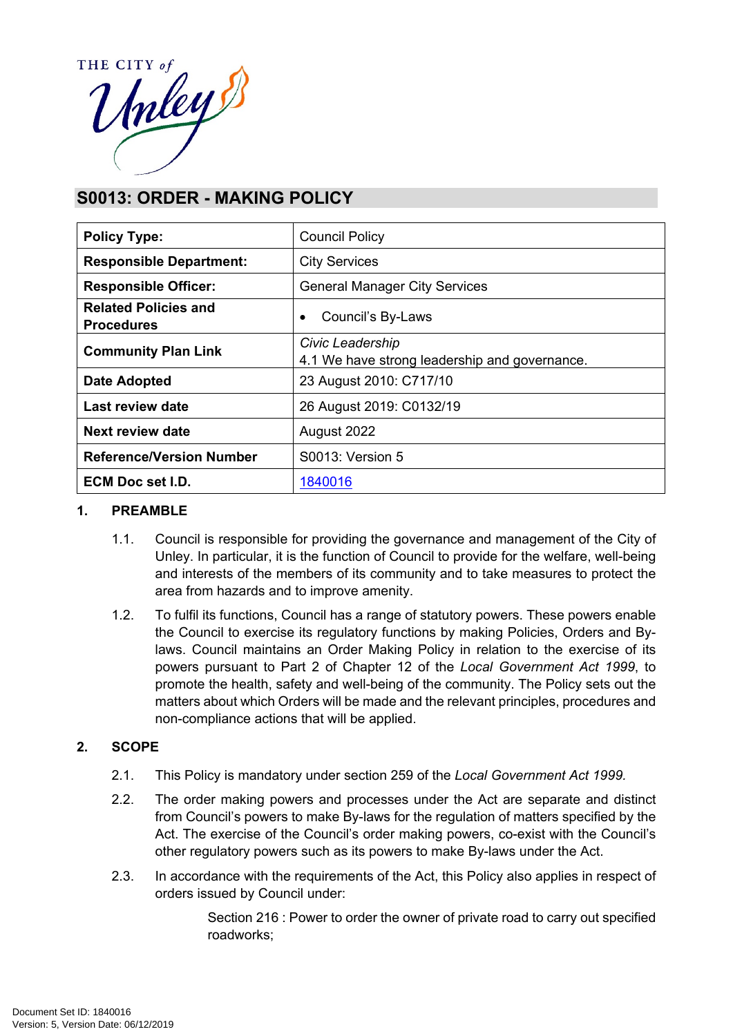# S0013: ORDER - MAKING POLICY

| Policy Type: | Council Policy |
|---|---|
| **Responsible Department:** | City Services |
| **Responsible Officer:** | General Manager City Services |
| **Related Policies and Procedures** | • Council's By-Laws |
| **Community Plan Link** | *Civic Leadership*<br>4.1 We have strong leadership and governance. |
| **Date Adopted** | 23 August 2010: C717/10 |
| **Last review date** | 26 August 2019: C0132/19 |
| **Next review date** | August 2022 |
| **Reference/Version Number** | S0013: Version 5 |
| **ECM Doc set I.D.** | 1840016 |

## 1. PREAMBLE

1.1. Council is responsible for providing the governance and management of the City of Unley. In particular, it is the function of Council to provide for the welfare, well-being and interests of the members of its community and to take measures to protect the area from hazards and to improve amenity.

1.2. To fulfil its functions, Council has a range of statutory powers. These powers enable the Council to exercise its regulatory functions by making Policies, Orders and By-laws. Council maintains an Order Making Policy in relation to the exercise of its powers pursuant to Part 2 of Chapter 12 of the *Local Government Act 1999*, to promote the health, safety and well-being of the community. The Policy sets out the matters about which Orders will be made and the relevant principles, procedures and non-compliance actions that will be applied.

## 2. SCOPE

2.1. This Policy is mandatory under section 259 of the *Local Government Act 1999.*

2.2. The order making powers and processes under the Act are separate and distinct from Council's powers to make By-laws for the regulation of matters specified by the Act. The exercise of the Council's order making powers, co-exist with the Council's other regulatory powers such as its powers to make By-laws under the Act.

2.3. In accordance with the requirements of the Act, this Policy also applies in respect of orders issued by Council under:

Section 216 : Power to order the owner of private road to carry out specified roadworks;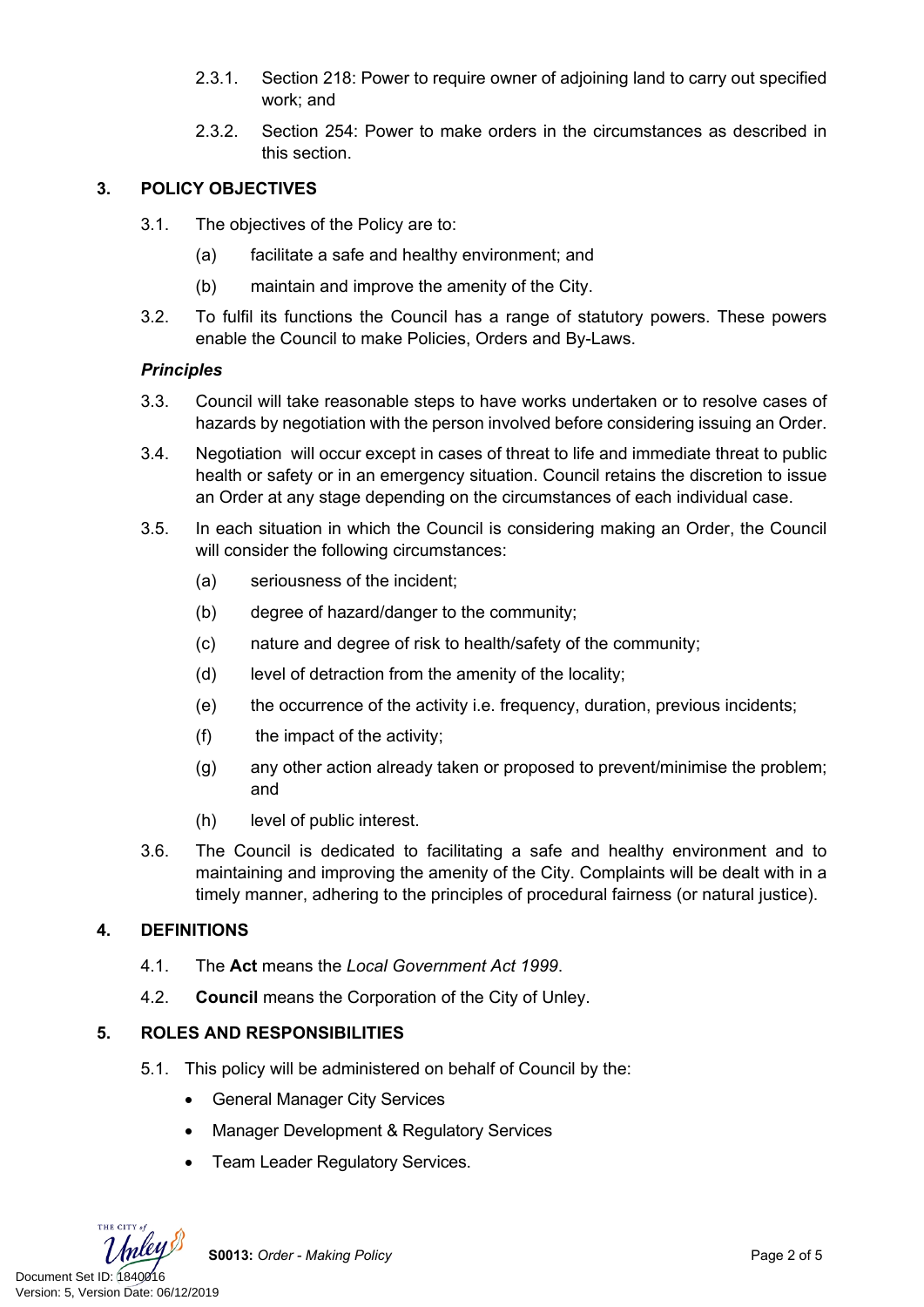2.3.1. Section 218: Power to require owner of adjoining land to carry out specified work; and

2.3.2. Section 254: Power to make orders in the circumstances as described in this section.

## 3. POLICY OBJECTIVES

3.1. The objectives of the Policy are to:

(a) facilitate a safe and healthy environment; and

(b) maintain and improve the amenity of the City.

3.2. To fulfil its functions the Council has a range of statutory powers. These powers enable the Council to make Policies, Orders and By-Laws.

### *Principles*

3.3. Council will take reasonable steps to have works undertaken or to resolve cases of hazards by negotiation with the person involved before considering issuing an Order.

3.4. Negotiation will occur except in cases of threat to life and immediate threat to public health or safety or in an emergency situation. Council retains the discretion to issue an Order at any stage depending on the circumstances of each individual case.

3.5. In each situation in which the Council is considering making an Order, the Council will consider the following circumstances:

(a) seriousness of the incident;

(b) degree of hazard/danger to the community;

(c) nature and degree of risk to health/safety of the community;

(d) level of detraction from the amenity of the locality;

(e) the occurrence of the activity i.e. frequency, duration, previous incidents;

(f) the impact of the activity;

(g) any other action already taken or proposed to prevent/minimise the problem; and

(h) level of public interest.

3.6. The Council is dedicated to facilitating a safe and healthy environment and to maintaining and improving the amenity of the City. Complaints will be dealt with in a timely manner, adhering to the principles of procedural fairness (or natural justice).

## 4. DEFINITIONS

4.1. The **Act** means the *Local Government Act 1999*.

4.2. **Council** means the Corporation of the City of Unley.

## 5. ROLES AND RESPONSIBILITIES

5.1. This policy will be administered on behalf of Council by the:

- General Manager City Services
- Manager Development & Regulatory Services
- Team Leader Regulatory Services.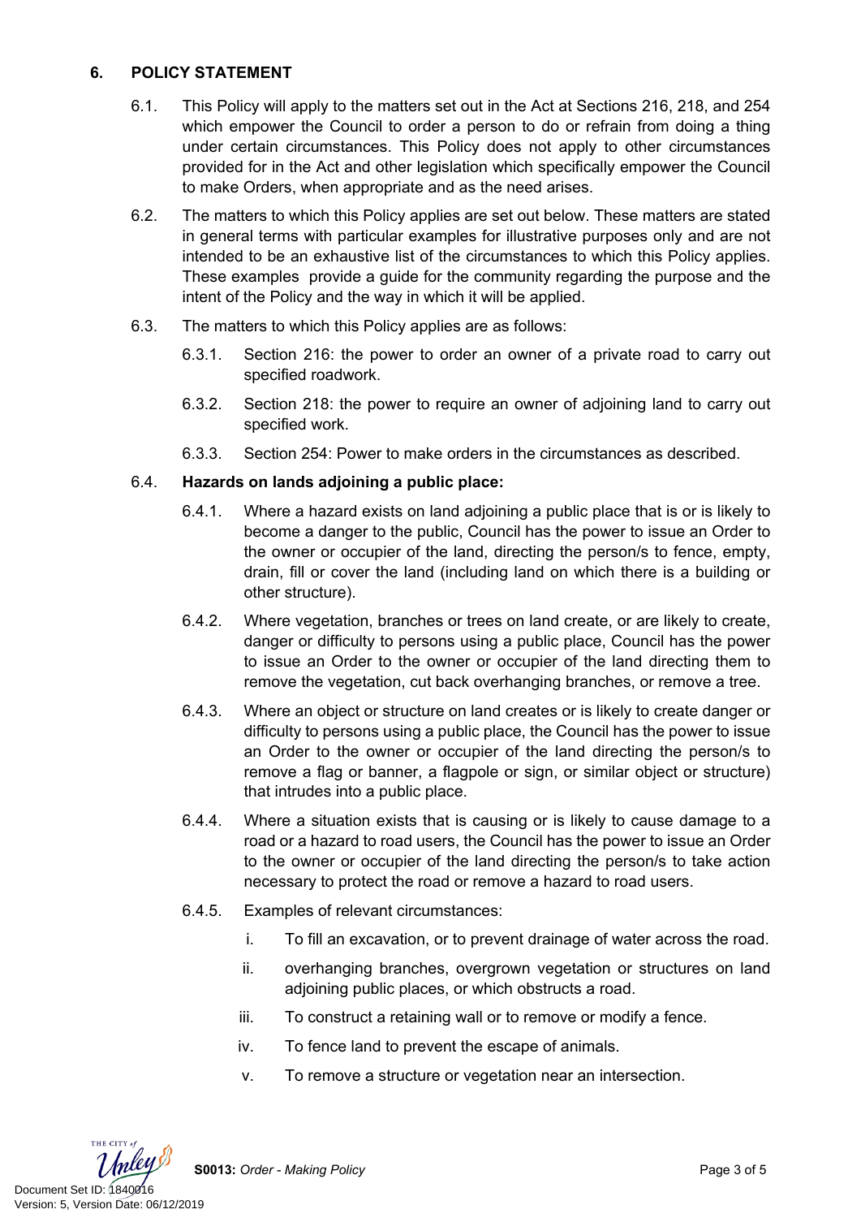## 6. POLICY STATEMENT

6.1. This Policy will apply to the matters set out in the Act at Sections 216, 218, and 254 which empower the Council to order a person to do or refrain from doing a thing under certain circumstances. This Policy does not apply to other circumstances provided for in the Act and other legislation which specifically empower the Council to make Orders, when appropriate and as the need arises.

6.2. The matters to which this Policy applies are set out below. These matters are stated in general terms with particular examples for illustrative purposes only and are not intended to be an exhaustive list of the circumstances to which this Policy applies. These examples provide a guide for the community regarding the purpose and the intent of the Policy and the way in which it will be applied.

6.3. The matters to which this Policy applies are as follows:

6.3.1. Section 216: the power to order an owner of a private road to carry out specified roadwork.

6.3.2. Section 218: the power to require an owner of adjoining land to carry out specified work.

6.3.3. Section 254: Power to make orders in the circumstances as described.

6.4. **Hazards on lands adjoining a public place:**

6.4.1. Where a hazard exists on land adjoining a public place that is or is likely to become a danger to the public, Council has the power to issue an Order to the owner or occupier of the land, directing the person/s to fence, empty, drain, fill or cover the land (including land on which there is a building or other structure).

6.4.2. Where vegetation, branches or trees on land create, or are likely to create, danger or difficulty to persons using a public place, Council has the power to issue an Order to the owner or occupier of the land directing them to remove the vegetation, cut back overhanging branches, or remove a tree.

6.4.3. Where an object or structure on land creates or is likely to create danger or difficulty to persons using a public place, the Council has the power to issue an Order to the owner or occupier of the land directing the person/s to remove a flag or banner, a flagpole or sign, or similar object or structure) that intrudes into a public place.

6.4.4. Where a situation exists that is causing or is likely to cause damage to a road or a hazard to road users, the Council has the power to issue an Order to the owner or occupier of the land directing the person/s to take action necessary to protect the road or remove a hazard to road users.

6.4.5. Examples of relevant circumstances:

i. To fill an excavation, or to prevent drainage of water across the road.

ii. overhanging branches, overgrown vegetation or structures on land adjoining public places, or which obstructs a road.

iii. To construct a retaining wall or to remove or modify a fence.

iv. To fence land to prevent the escape of animals.

v. To remove a structure or vegetation near an intersection.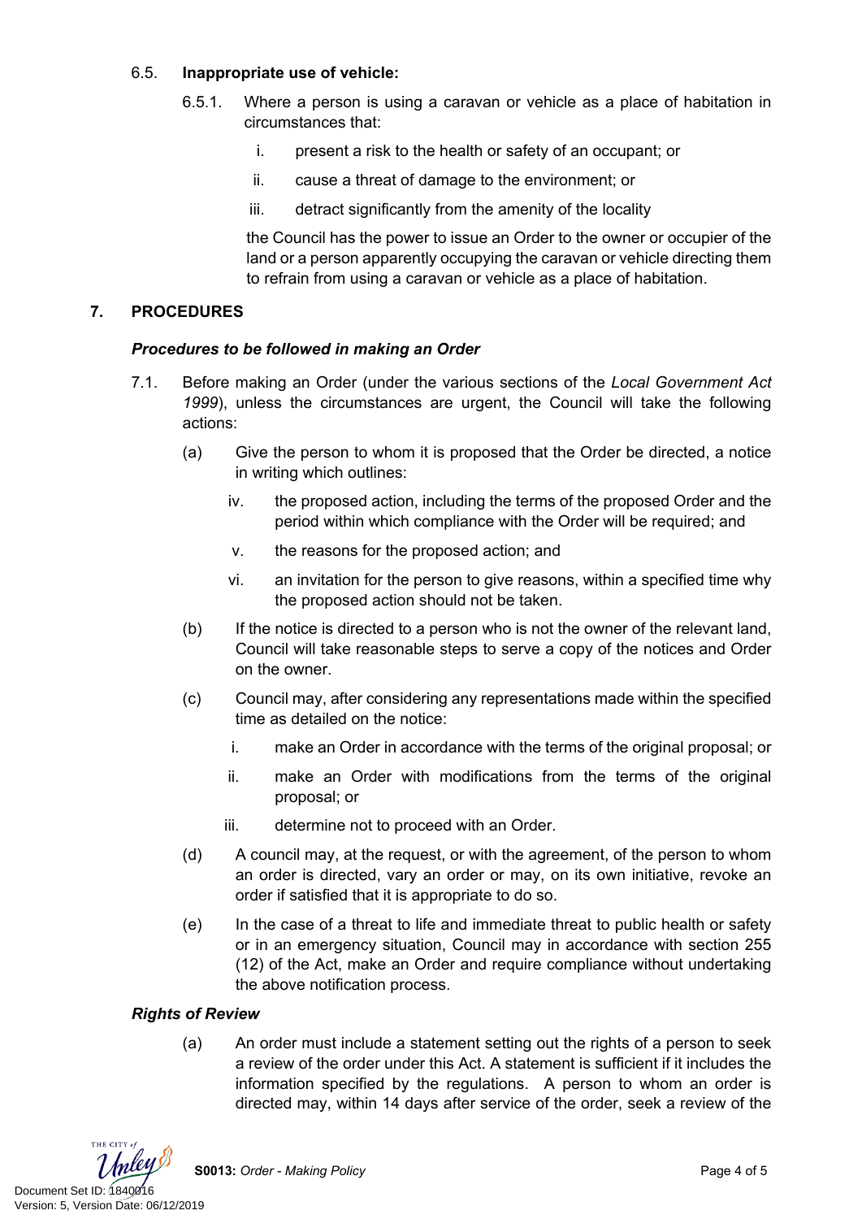### 6.5. **Inappropriate use of vehicle:**

6.5.1. Where a person is using a caravan or vehicle as a place of habitation in circumstances that:

i. present a risk to the health or safety of an occupant; or

ii. cause a threat of damage to the environment; or

iii. detract significantly from the amenity of the locality

the Council has the power to issue an Order to the owner or occupier of the land or a person apparently occupying the caravan or vehicle directing them to refrain from using a caravan or vehicle as a place of habitation.

## 7. PROCEDURES

***Procedures to be followed in making an Order***

7.1. Before making an Order (under the various sections of the *Local Government Act 1999*), unless the circumstances are urgent, the Council will take the following actions:

(a) Give the person to whom it is proposed that the Order be directed, a notice in writing which outlines:

iv. the proposed action, including the terms of the proposed Order and the period within which compliance with the Order will be required; and

v. the reasons for the proposed action; and

vi. an invitation for the person to give reasons, within a specified time why the proposed action should not be taken.

(b) If the notice is directed to a person who is not the owner of the relevant land, Council will take reasonable steps to serve a copy of the notices and Order on the owner.

(c) Council may, after considering any representations made within the specified time as detailed on the notice:

i. make an Order in accordance with the terms of the original proposal; or

ii. make an Order with modifications from the terms of the original proposal; or

iii. determine not to proceed with an Order.

(d) A council may, at the request, or with the agreement, of the person to whom an order is directed, vary an order or may, on its own initiative, revoke an order if satisfied that it is appropriate to do so.

(e) In the case of a threat to life and immediate threat to public health or safety or in an emergency situation, Council may in accordance with section 255 (12) of the Act, make an Order and require compliance without undertaking the above notification process.

***Rights of Review***

(a) An order must include a statement setting out the rights of a person to seek a review of the order under this Act. A statement is sufficient if it includes the information specified by the regulations. A person to whom an order is directed may, within 14 days after service of the order, seek a review of the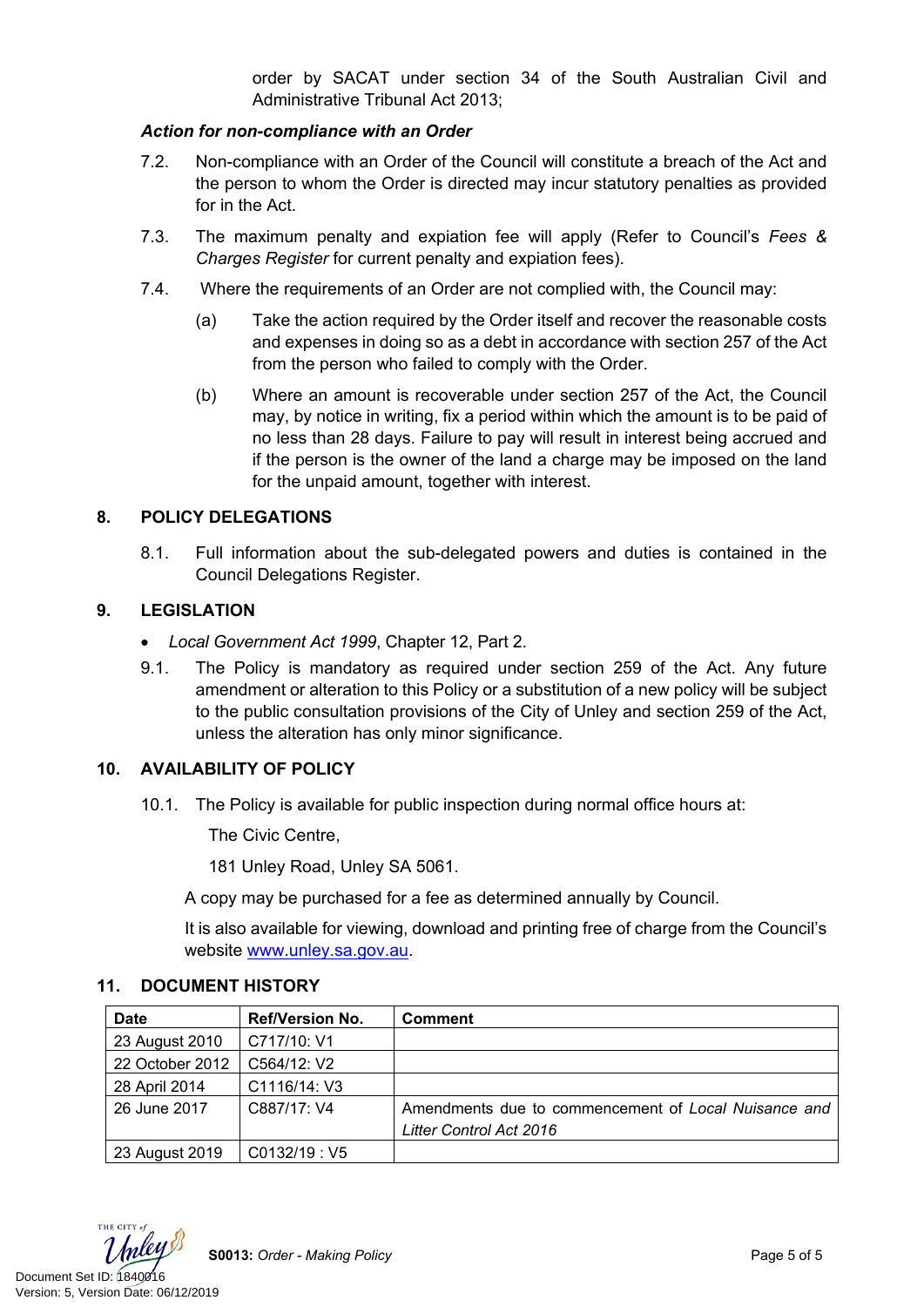order by SACAT under section 34 of the South Australian Civil and Administrative Tribunal Act 2013;

***Action for non-compliance with an Order***

7.2. Non-compliance with an Order of the Council will constitute a breach of the Act and the person to whom the Order is directed may incur statutory penalties as provided for in the Act.

7.3. The maximum penalty and expiation fee will apply (Refer to Council's *Fees & Charges Register* for current penalty and expiation fees).

7.4. Where the requirements of an Order are not complied with, the Council may:

(a) Take the action required by the Order itself and recover the reasonable costs and expenses in doing so as a debt in accordance with section 257 of the Act from the person who failed to comply with the Order.

(b) Where an amount is recoverable under section 257 of the Act, the Council may, by notice in writing, fix a period within which the amount is to be paid of no less than 28 days. Failure to pay will result in interest being accrued and if the person is the owner of the land a charge may be imposed on the land for the unpaid amount, together with interest.

## 8. POLICY DELEGATIONS

8.1. Full information about the sub-delegated powers and duties is contained in the Council Delegations Register.

## 9. LEGISLATION

- *Local Government Act 1999*, Chapter 12, Part 2.

9.1. The Policy is mandatory as required under section 259 of the Act. Any future amendment or alteration to this Policy or a substitution of a new policy will be subject to the public consultation provisions of the City of Unley and section 259 of the Act, unless the alteration has only minor significance.

## 10. AVAILABILITY OF POLICY

10.1. The Policy is available for public inspection during normal office hours at:

The Civic Centre,

181 Unley Road, Unley SA 5061.

A copy may be purchased for a fee as determined annually by Council.

It is also available for viewing, download and printing free of charge from the Council's website www.unley.sa.gov.au.

## 11. DOCUMENT HISTORY

| Date | Ref/Version No. | Comment |
|---|---|---|
| 23 August 2010 | C717/10: V1 | |
| 22 October 2012 | C564/12: V2 | |
| 28 April 2014 | C1116/14: V3 | |
| 26 June 2017 | C887/17: V4 | Amendments due to commencement of *Local Nuisance and Litter Control Act 2016* |
| 23 August 2019 | C0132/19 : V5 | |

Document Set ID: 1840016
Version: 5, Version Date: 06/12/2019